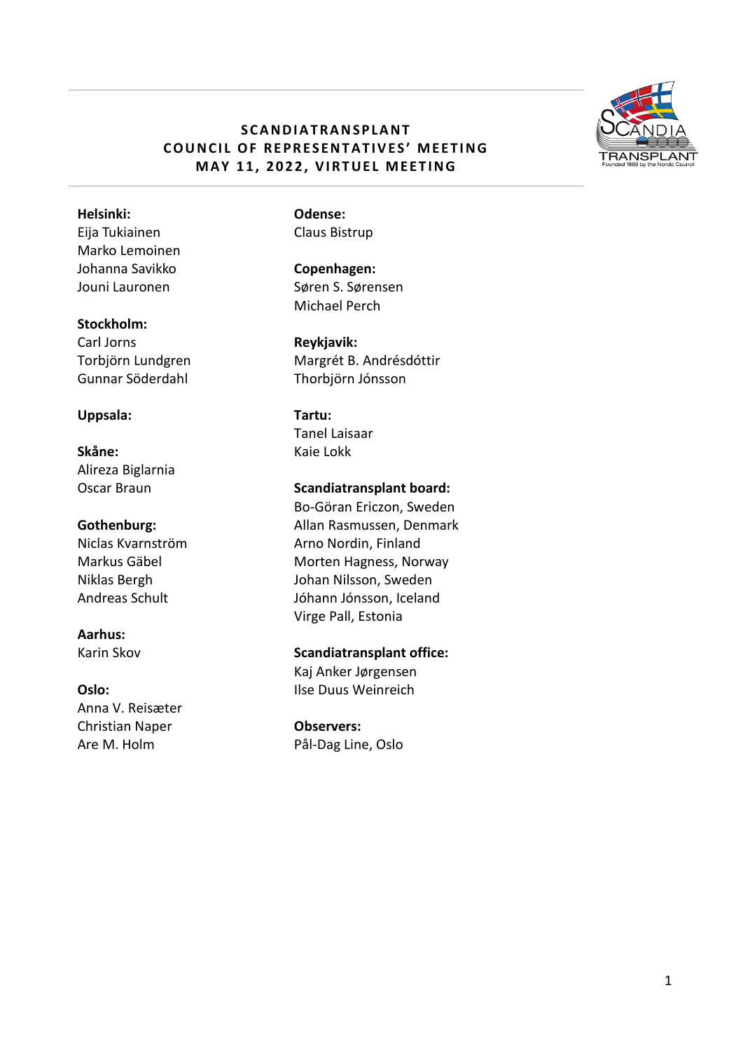# SCANDIATRANSPLANT
# COUNCIL OF REPRESENTATIVES' MEETING
# MAY 11, 2022, VIRTUEL MEETING

**Helsinki:**
Eija Tukiainen
Marko Lemoinen
Johanna Savikko
Jouni Lauronen

**Stockholm:**
Carl Jorns
Torbjörn Lundgren
Gunnar Söderdahl

**Uppsala:**

**Skåne:**
Alireza Biglarnia
Oscar Braun

**Gothenburg:**
Niclas Kvarnström
Markus Gäbel
Niklas Bergh
Andreas Schult

**Aarhus:**
Karin Skov

**Oslo:**
Anna V. Reisæter
Christian Naper
Are M. Holm

**Odense:**
Claus Bistrup

**Copenhagen:**
Søren S. Sørensen
Michael Perch

**Reykjavik:**
Margrét B. Andrésdóttir
Thorbjörn Jónsson

**Tartu:**
Tanel Laisaar
Kaie Lokk

**Scandiatransplant board:**
Bo-Göran Ericzon, Sweden
Allan Rasmussen, Denmark
Arno Nordin, Finland
Morten Hagness, Norway
Johan Nilsson, Sweden
Jóhann Jónsson, Iceland
Virge Pall, Estonia

**Scandiatransplant office:**
Kaj Anker Jørgensen
Ilse Duus Weinreich

**Observers:**
Pål-Dag Line, Oslo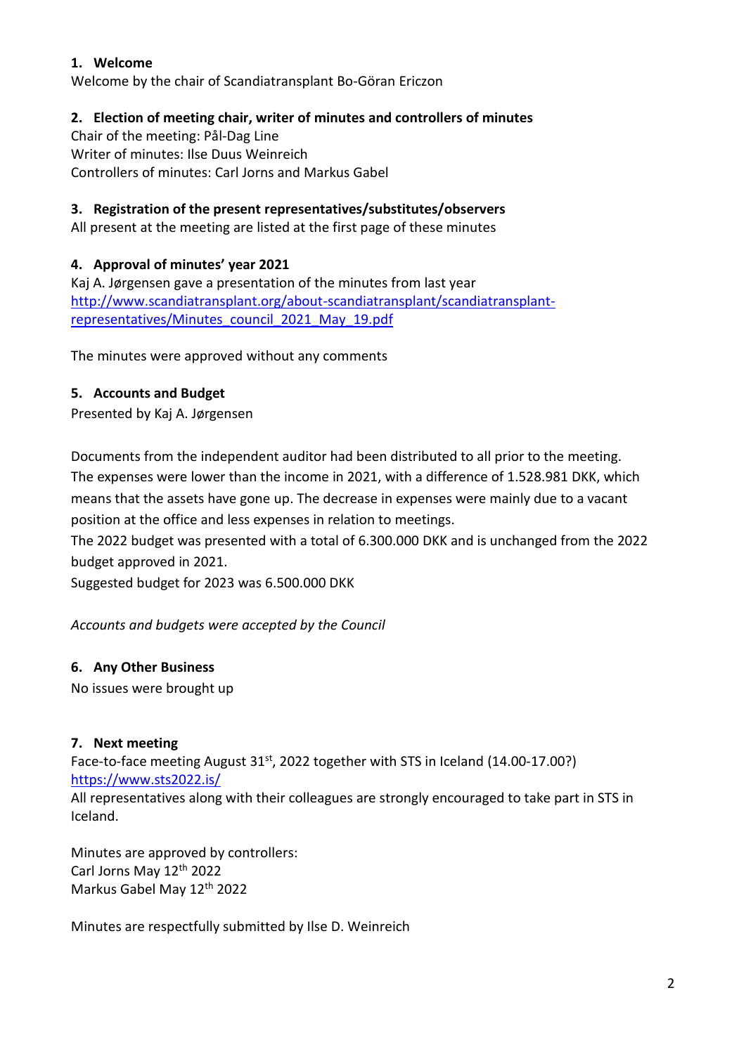## 1. Welcome

Welcome by the chair of Scandiatransplant Bo-Göran Ericzon

## 2. Election of meeting chair, writer of minutes and controllers of minutes

Chair of the meeting: Pål-Dag Line
Writer of minutes: Ilse Duus Weinreich
Controllers of minutes: Carl Jorns and Markus Gabel

## 3. Registration of the present representatives/substitutes/observers

All present at the meeting are listed at the first page of these minutes

## 4. Approval of minutes' year 2021

Kaj A. Jørgensen gave a presentation of the minutes from last year
[http://www.scandiatransplant.org/about-scandiatransplant/scandiatransplant-representatives/Minutes_council_2021_May_19.pdf](http://www.scandiatransplant.org/about-scandiatransplant/scandiatransplant-representatives/Minutes_council_2021_May_19.pdf)

The minutes were approved without any comments

## 5. Accounts and Budget

Presented by Kaj A. Jørgensen

Documents from the independent auditor had been distributed to all prior to the meeting.
The expenses were lower than the income in 2021, with a difference of 1.528.981 DKK, which means that the assets have gone up. The decrease in expenses were mainly due to a vacant position at the office and less expenses in relation to meetings.
The 2022 budget was presented with a total of 6.300.000 DKK and is unchanged from the 2022 budget approved in 2021.
Suggested budget for 2023 was 6.500.000 DKK

*Accounts and budgets were accepted by the Council*

## 6. Any Other Business

No issues were brought up

## 7. Next meeting

Face-to-face meeting August 31st, 2022 together with STS in Iceland (14.00-17.00?)
[https://www.sts2022.is/](https://www.sts2022.is/)
All representatives along with their colleagues are strongly encouraged to take part in STS in Iceland.

Minutes are approved by controllers:
Carl Jorns May 12th 2022
Markus Gabel May 12th 2022

Minutes are respectfully submitted by Ilse D. Weinreich